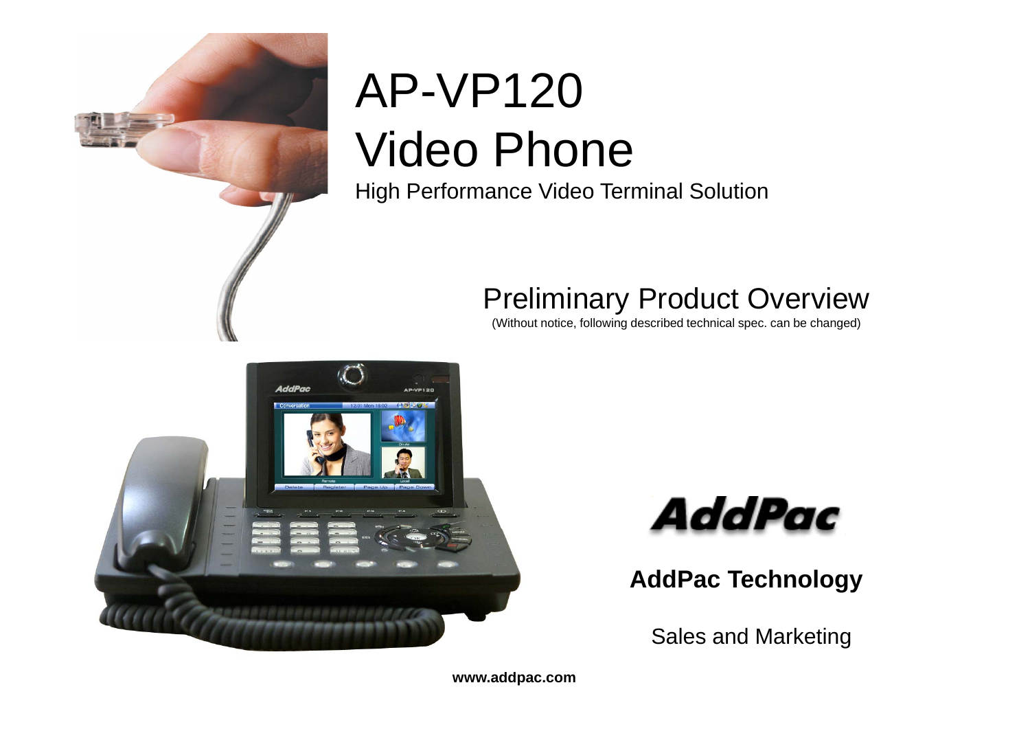# AP-VP120 Video Phone

High Performance Video Terminal Solution

## Preliminary Product Overview

(Without notice, following described technical spec. can be changed)

AddPac

**AddPac Technology**

Sales and Marketing

**www.addpac.com**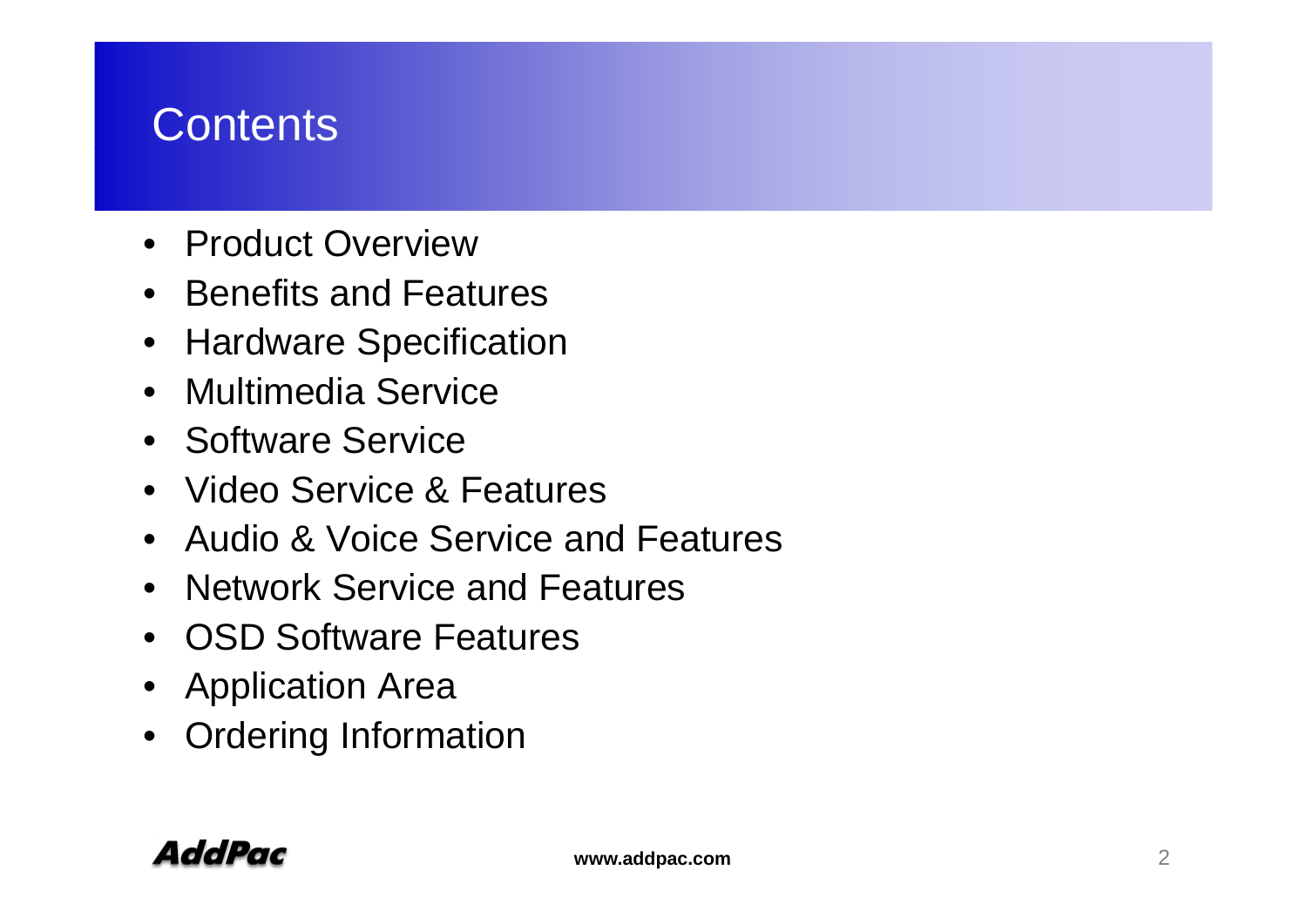# Contents

- Product Overview
- Benefits and Features
- Hardware Specification
- Multimedia Service
- Software Service
- Video Service & Features
- Audio & Voice Service and Features
- Network Service and Features
- OSD Software Features
- Application Area
- Ordering Information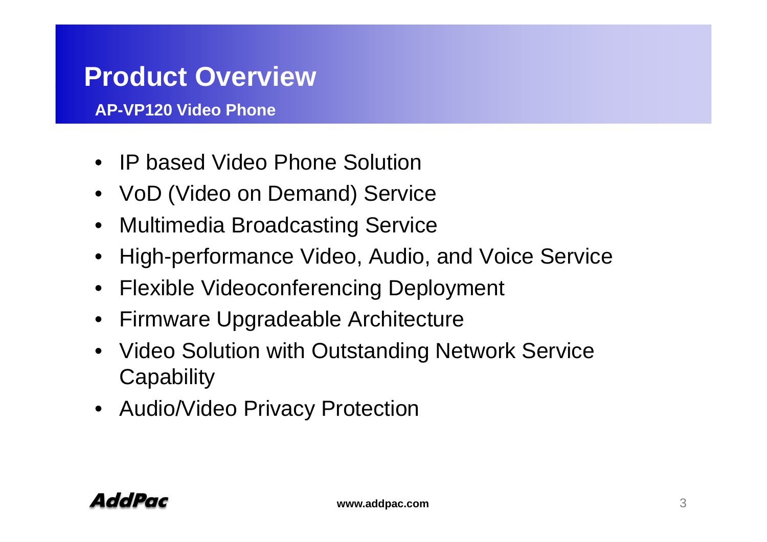# Product Overview

## AP-VP120 Video Phone

- IP based Video Phone Solution
- VoD (Video on Demand) Service
- Multimedia Broadcasting Service
- High-performance Video, Audio, and Voice Service
- Flexible Videoconferencing Deployment
- Firmware Upgradeable Architecture
- Video Solution with Outstanding Network Service Capability
- Audio/Video Privacy Protection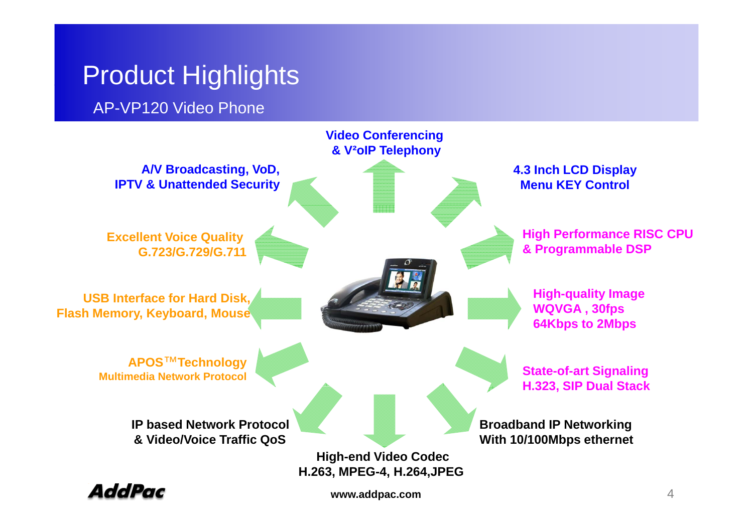# Product Highlights

## AP-VP120 Video Phone

**Video Conferencing & V²oIP Telephony**

**4.3 Inch LCD Display Menu KEY Control**

**High Performance RISC CPU & Programmable DSP**

**High-quality Image WQVGA , 30fps 64Kbps to 2Mbps**

**State-of-art Signaling H.323, SIP Dual Stack**

**Broadband IP Networking With 10/100Mbps ethernet**

**High-end Video Codec H.263, MPEG-4, H.264,JPEG**

**IP based Network Protocol & Video/Voice Traffic QoS**

**APOS™Technology**
**Multimedia Network Protocol**

**USB Interface for Hard Disk, Flash Memory, Keyboard, Mouse**

**Excellent Voice Quality G.723/G.729/G.711**

**A/V Broadcasting, VoD, IPTV & Unattended Security**

www.addpac.com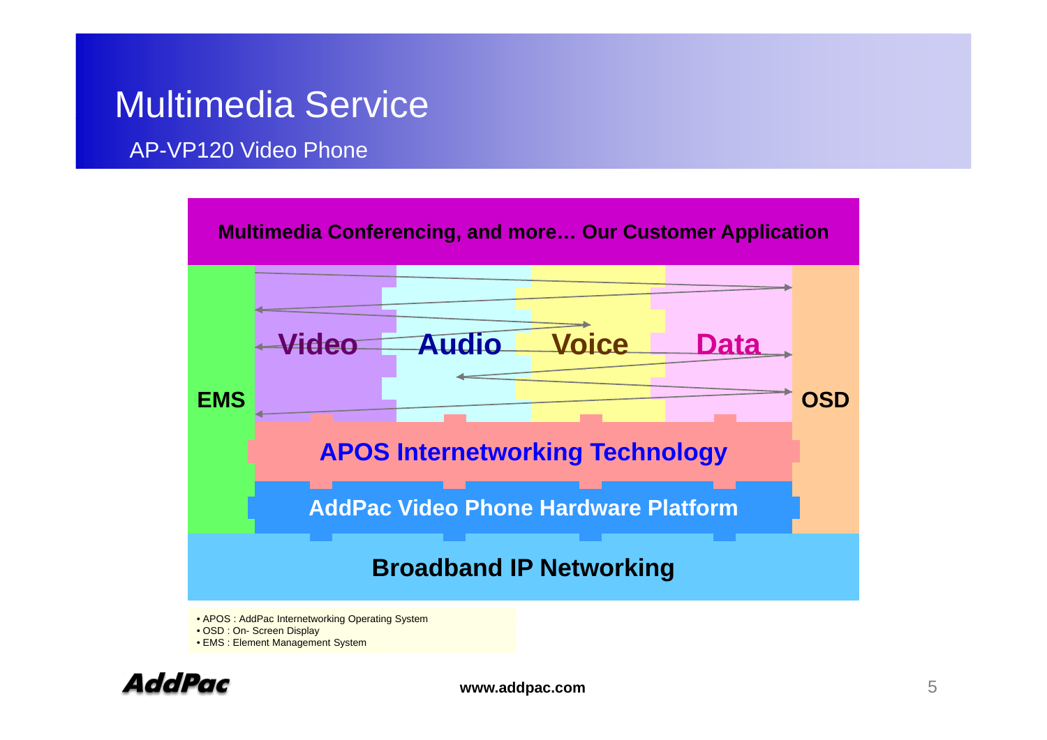# Multimedia Service

## AP-VP120 Video Phone

**Multimedia Conferencing, and more… Our Customer Application**

**EMS** | **Video** | **Audio** | **Voice** | **Data** | **OSD**

**APOS Internetworking Technology**

**AddPac Video Phone Hardware Platform**

**Broadband IP Networking**

- APOS : AddPac Internetworking Operating System
- OSD : On- Screen Display
- EMS : Element Management System

**www.addpac.com**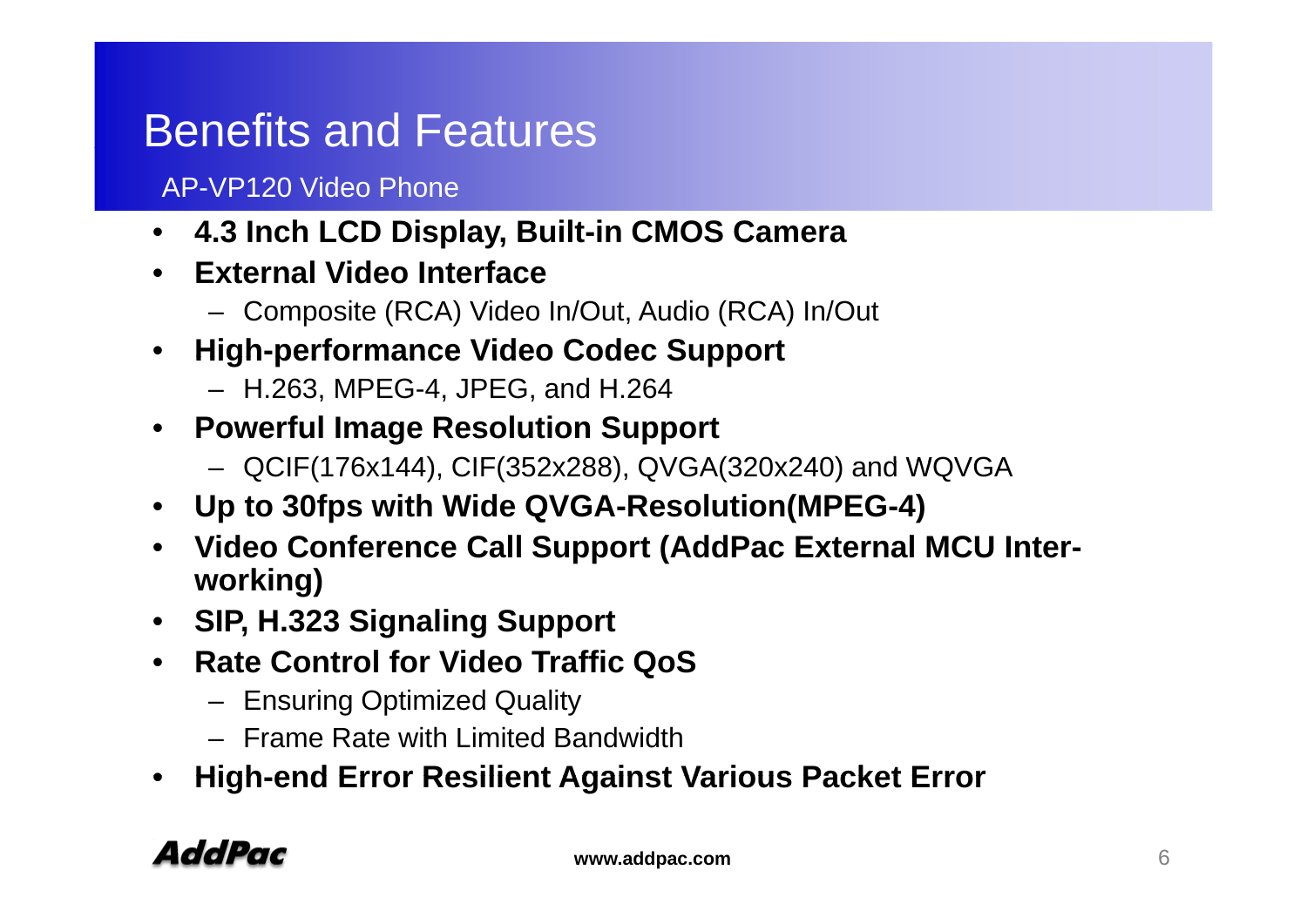# Benefits and Features

## AP-VP120 Video Phone

- **4.3 Inch LCD Display, Built-in CMOS Camera**
- **External Video Interface**
  - Composite (RCA) Video In/Out, Audio (RCA) In/Out
- **High-performance Video Codec Support**
  - H.263, MPEG-4, JPEG, and H.264
- **Powerful Image Resolution Support**
  - QCIF(176x144), CIF(352x288), QVGA(320x240) and WQVGA
- **Up to 30fps with Wide QVGA-Resolution(MPEG-4)**
- **Video Conference Call Support (AddPac External MCU Inter-working)**
- **SIP, H.323 Signaling Support**
- **Rate Control for Video Traffic QoS**
  - Ensuring Optimized Quality
  - Frame Rate with Limited Bandwidth
- **High-end Error Resilient Against Various Packet Error**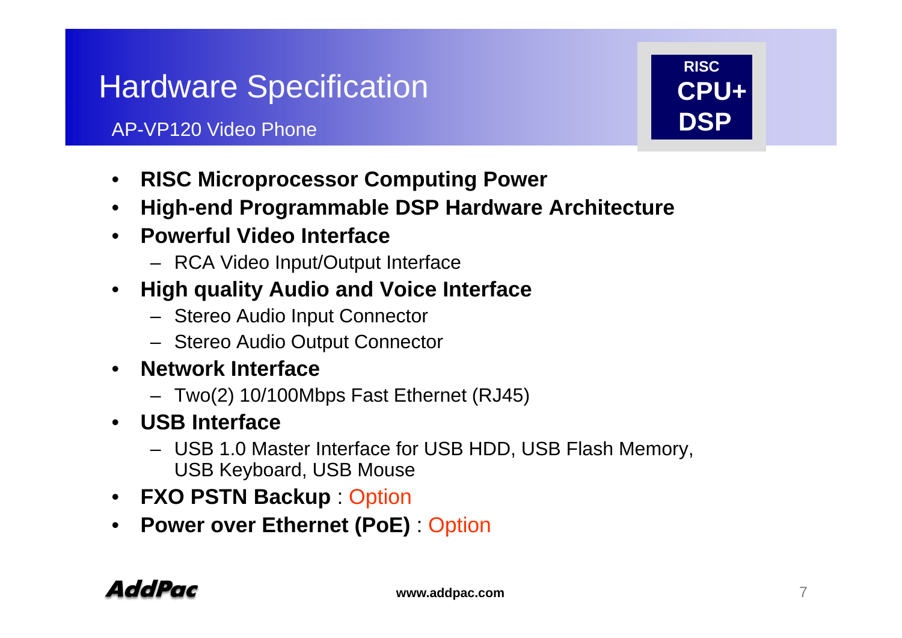# Hardware Specification

## AP-VP120 Video Phone

RISC CPU+ DSP

- **RISC Microprocessor Computing Power**
- **High-end Programmable DSP Hardware Architecture**
- **Powerful Video Interface**
  - RCA Video Input/Output Interface
- **High quality Audio and Voice Interface**
  - Stereo Audio Input Connector
  - Stereo Audio Output Connector
- **Network Interface**
  - Two(2) 10/100Mbps Fast Ethernet (RJ45)
- **USB Interface**
  - USB 1.0 Master Interface for USB HDD, USB Flash Memory, USB Keyboard, USB Mouse
- **FXO PSTN Backup** : Option
- **Power over Ethernet (PoE)** : Option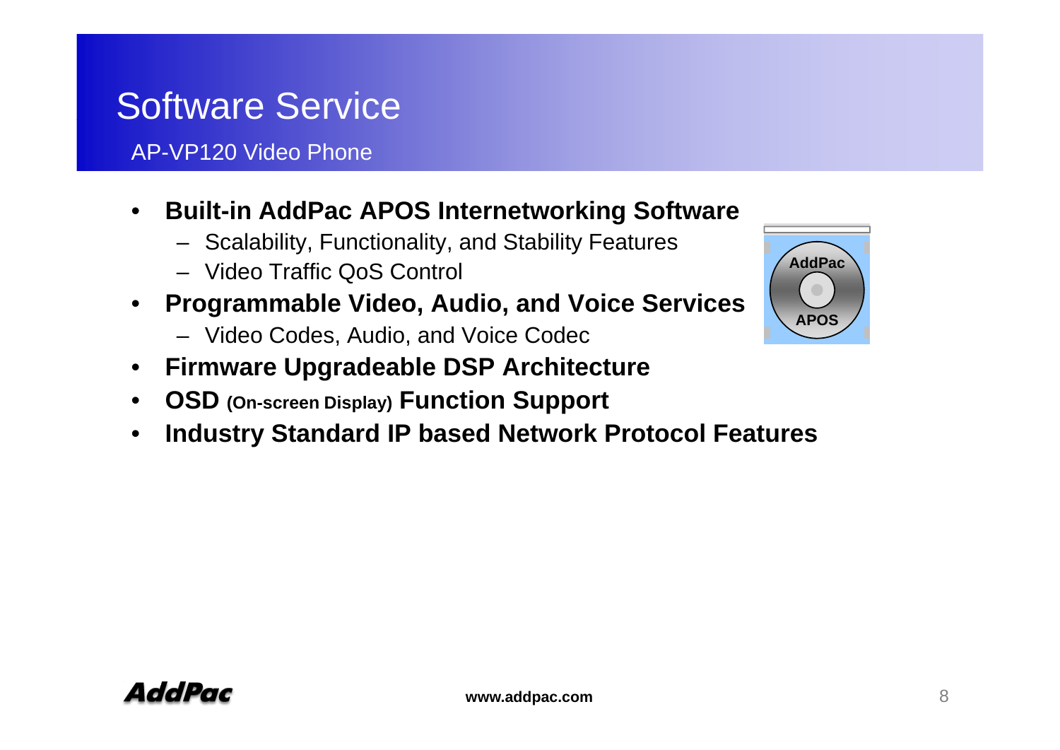# Software Service

## AP-VP120 Video Phone

- **Built-in AddPac APOS Internetworking Software**
  - Scalability, Functionality, and Stability Features
  - Video Traffic QoS Control
- **Programmable Video, Audio, and Voice Services**
  - Video Codes, Audio, and Voice Codec
- **Firmware Upgradeable DSP Architecture**
- **OSD (On-screen Display) Function Support**
- **Industry Standard IP based Network Protocol Features**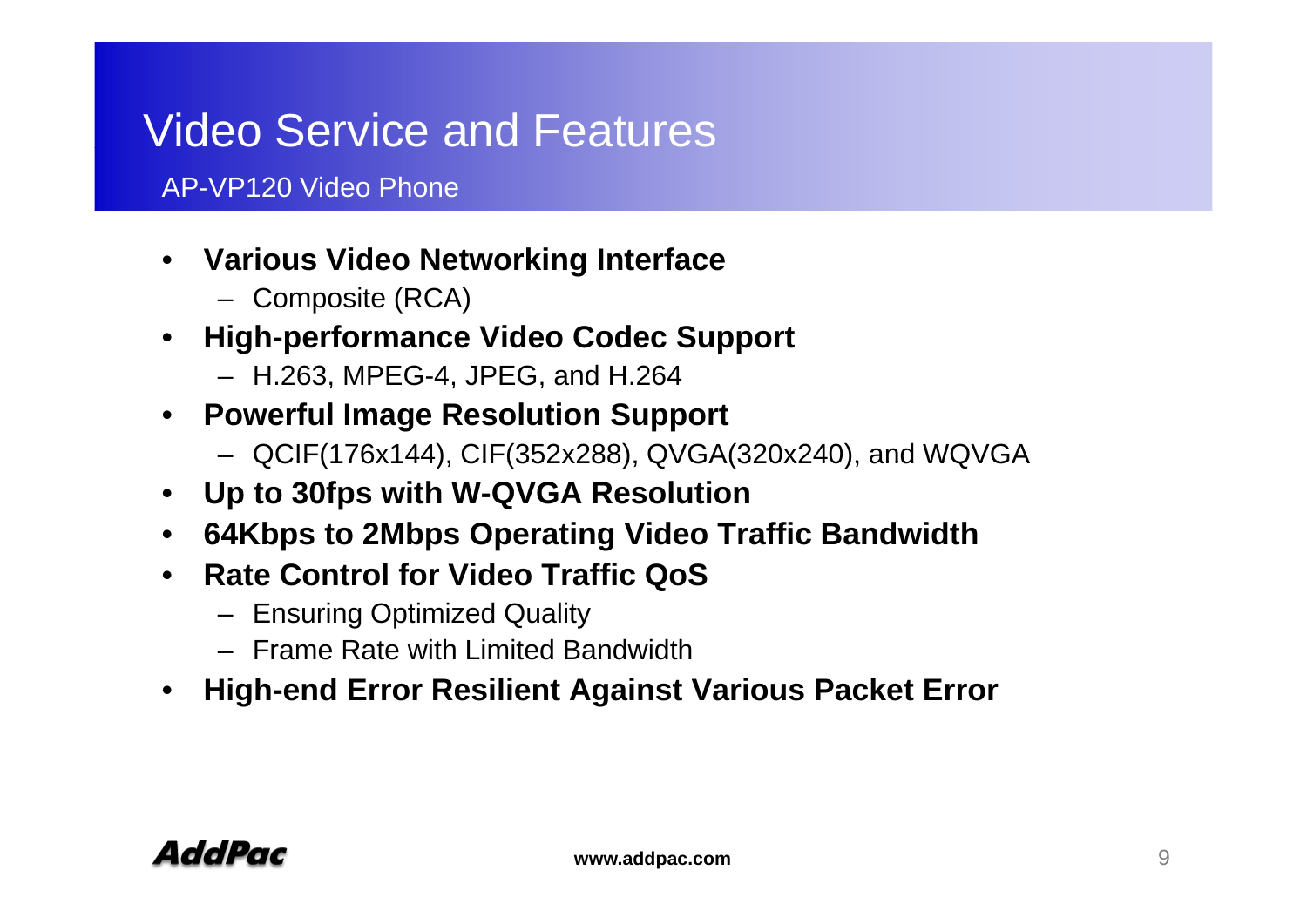# Video Service and Features

## AP-VP120 Video Phone

- **Various Video Networking Interface**
  - Composite (RCA)
- **High-performance Video Codec Support**
  - H.263, MPEG-4, JPEG, and H.264
- **Powerful Image Resolution Support**
  - QCIF(176x144), CIF(352x288), QVGA(320x240), and WQVGA
- **Up to 30fps with W-QVGA Resolution**
- **64Kbps to 2Mbps Operating Video Traffic Bandwidth**
- **Rate Control for Video Traffic QoS**
  - Ensuring Optimized Quality
  - Frame Rate with Limited Bandwidth
- **High-end Error Resilient Against Various Packet Error**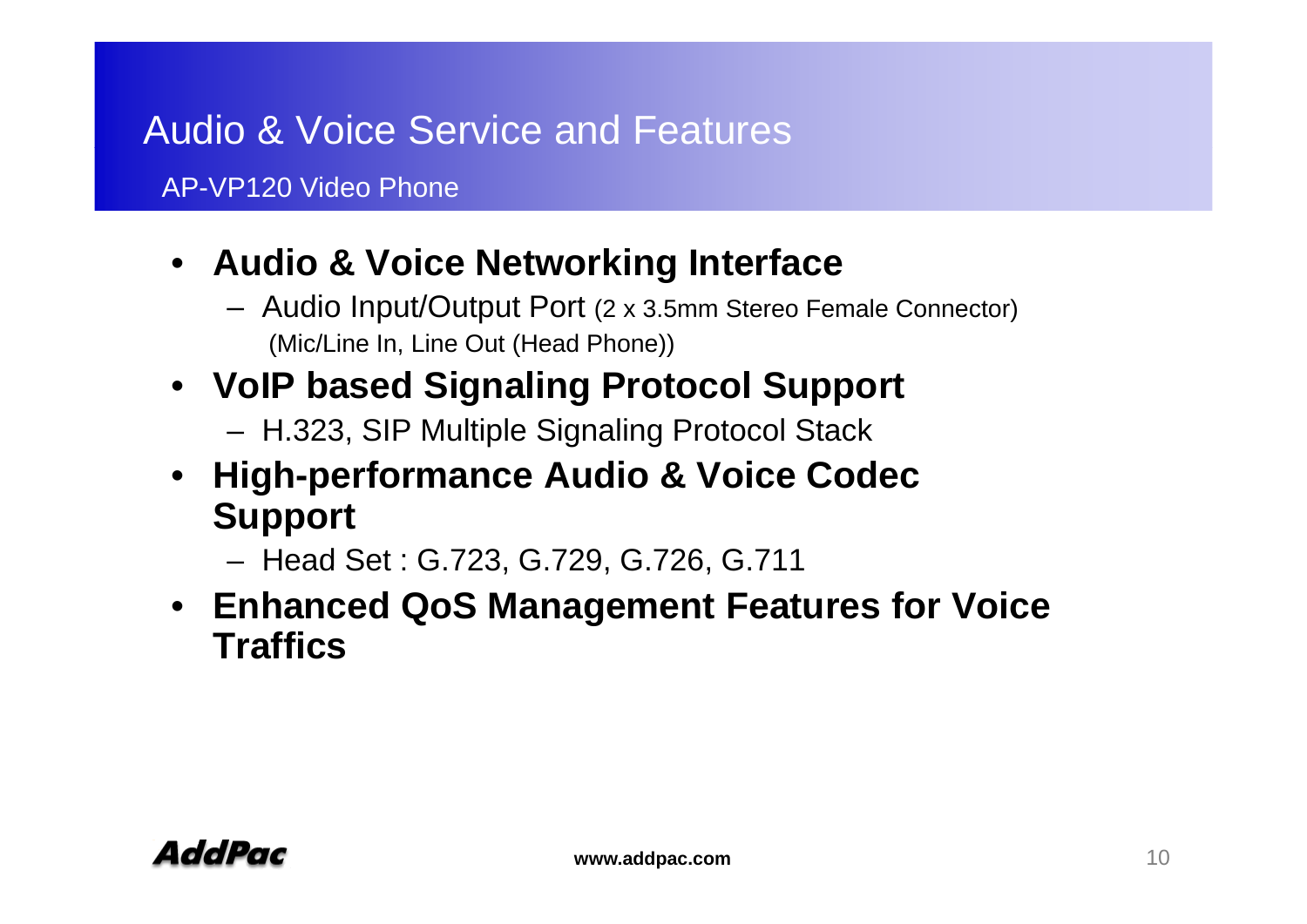# Audio & Voice Service and Features

## AP-VP120 Video Phone

- **Audio & Voice Networking Interface**
  - Audio Input/Output Port (2 x 3.5mm Stereo Female Connector) (Mic/Line In, Line Out (Head Phone))
- **VoIP based Signaling Protocol Support**
  - H.323, SIP Multiple Signaling Protocol Stack
- **High-performance Audio & Voice Codec Support**
  - Head Set : G.723, G.729, G.726, G.711
- **Enhanced QoS Management Features for Voice Traffics**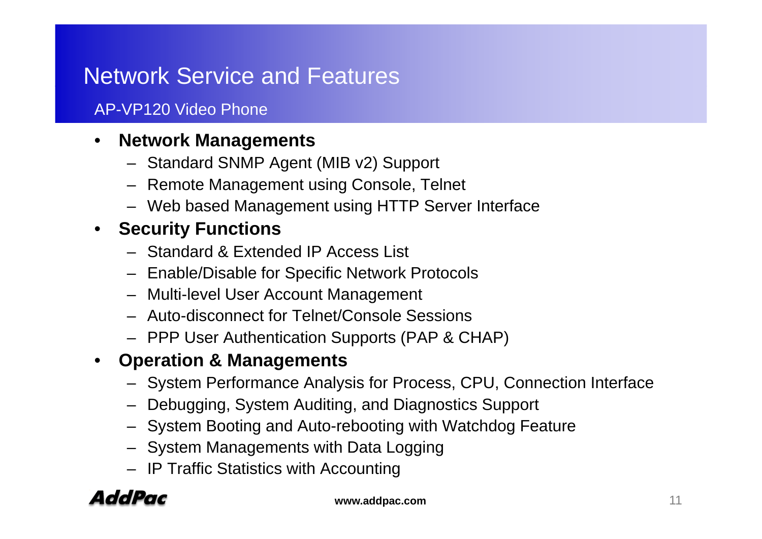# Network Service and Features

## AP-VP120 Video Phone

- **Network Managements**
  - Standard SNMP Agent (MIB v2) Support
  - Remote Management using Console, Telnet
  - Web based Management using HTTP Server Interface
- **Security Functions**
  - Standard & Extended IP Access List
  - Enable/Disable for Specific Network Protocols
  - Multi-level User Account Management
  - Auto-disconnect for Telnet/Console Sessions
  - PPP User Authentication Supports (PAP & CHAP)
- **Operation & Managements**
  - System Performance Analysis for Process, CPU, Connection Interface
  - Debugging, System Auditing, and Diagnostics Support
  - System Booting and Auto-rebooting with Watchdog Feature
  - System Managements with Data Logging
  - IP Traffic Statistics with Accounting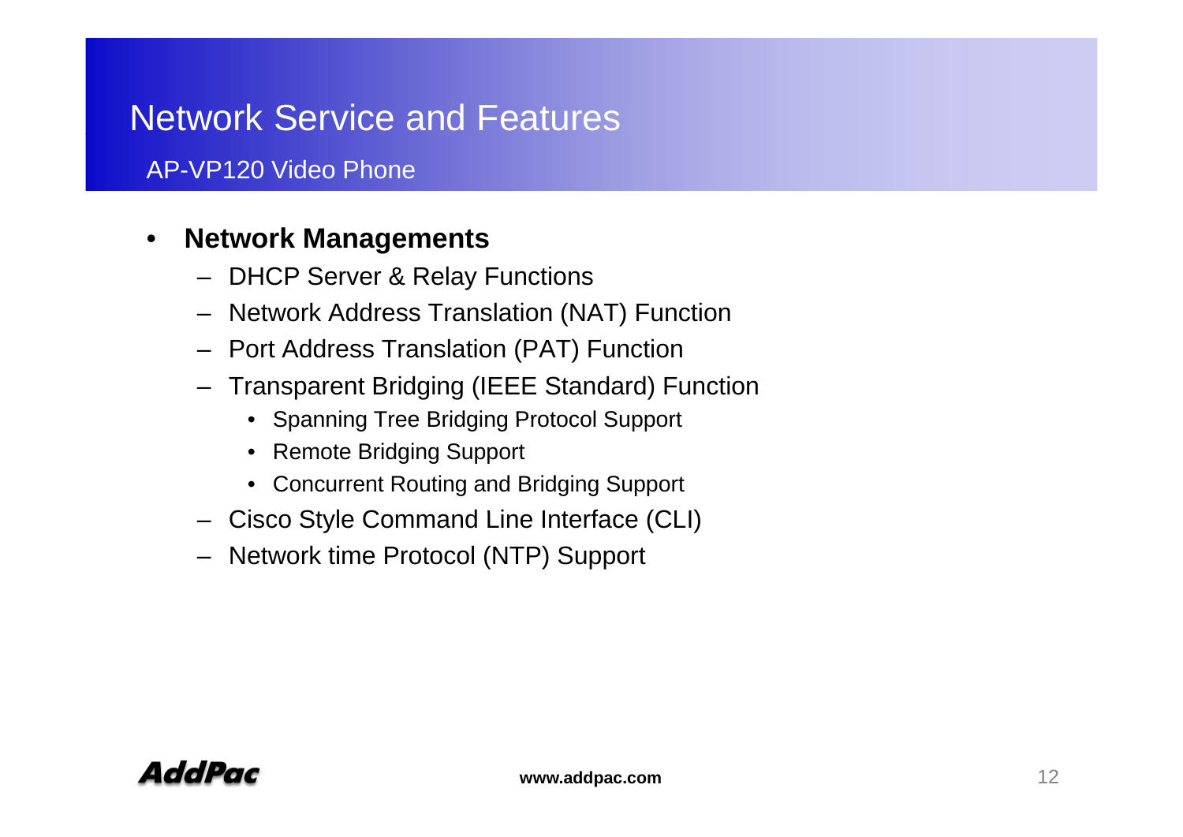# Network Service and Features

## AP-VP120 Video Phone

- **Network Managements**
  - DHCP Server & Relay Functions
  - Network Address Translation (NAT) Function
  - Port Address Translation (PAT) Function
  - Transparent Bridging (IEEE Standard) Function
    - Spanning Tree Bridging Protocol Support
    - Remote Bridging Support
    - Concurrent Routing and Bridging Support
  - Cisco Style Command Line Interface (CLI)
  - Network time Protocol (NTP) Support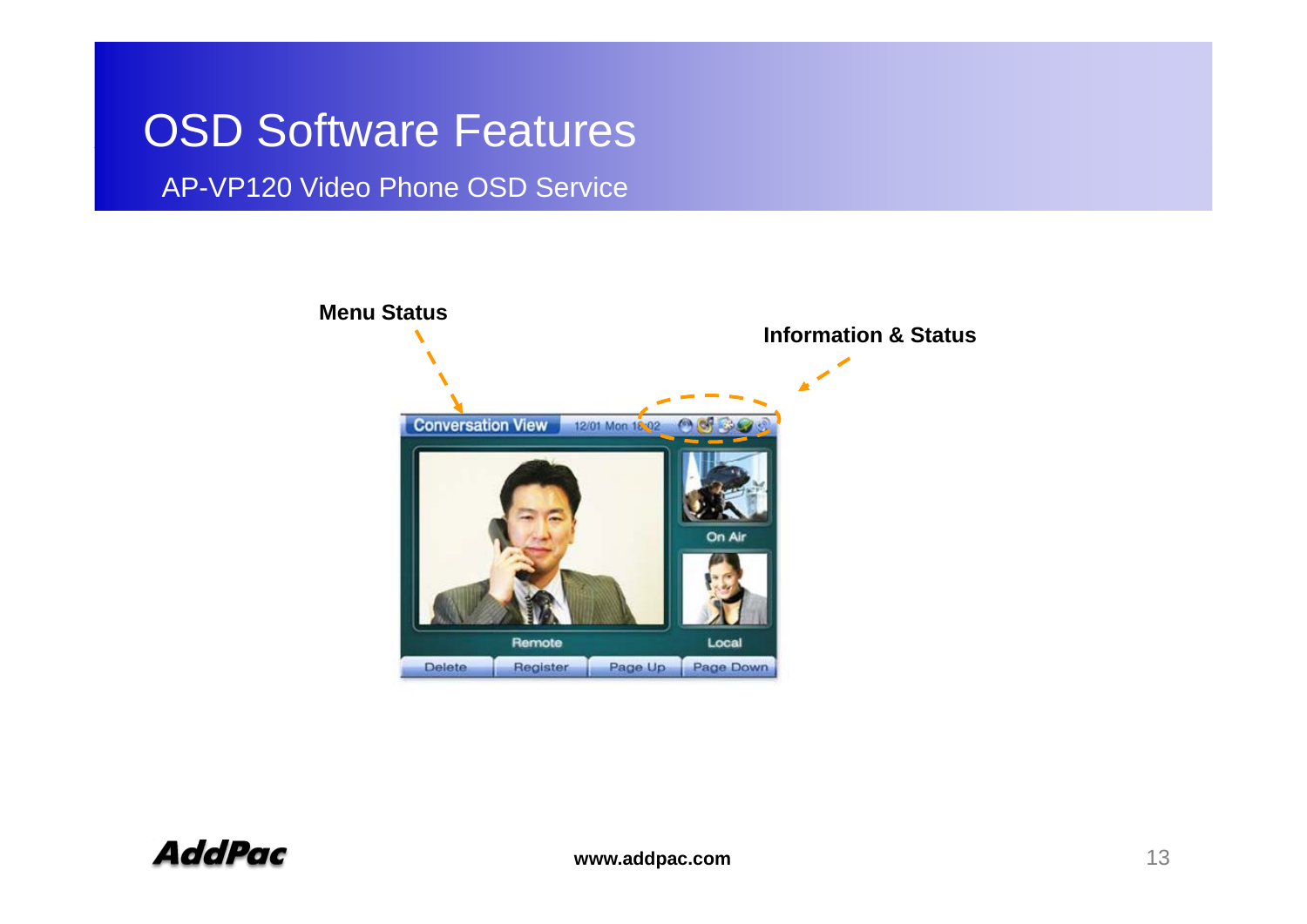# OSD Software Features

## AP-VP120 Video Phone OSD Service

**Menu Status**

**Information & Status**

Conversation View 12/01 Mon 15:02

On Air

Remote

Local

Delete | Register | Page Up | Page Down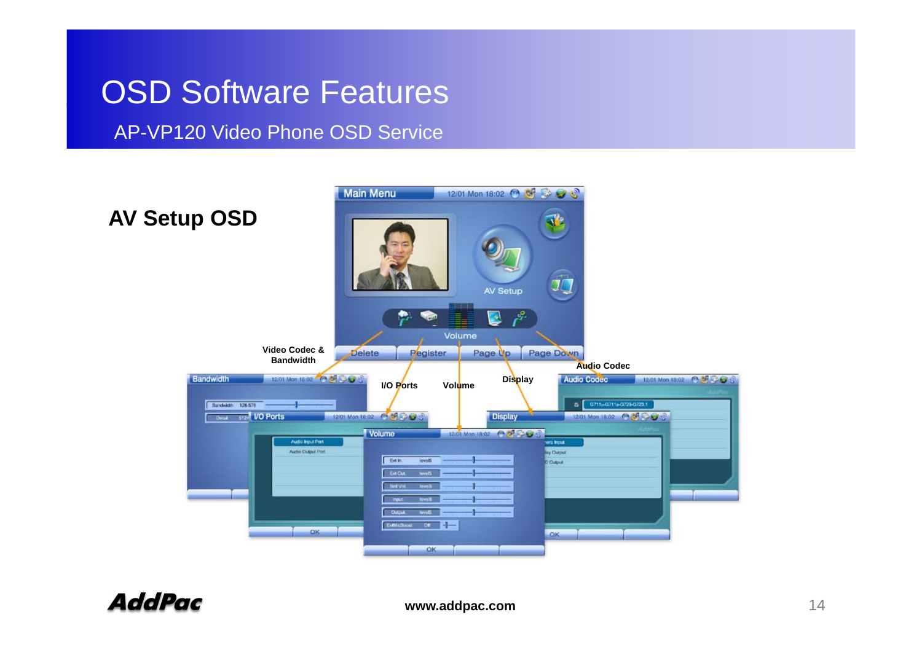# OSD Software Features

## AP-VP120 Video Phone OSD Service

### AV Setup OSD

Video Codec & Bandwidth

I/O Ports

Volume

Display

Audio Codec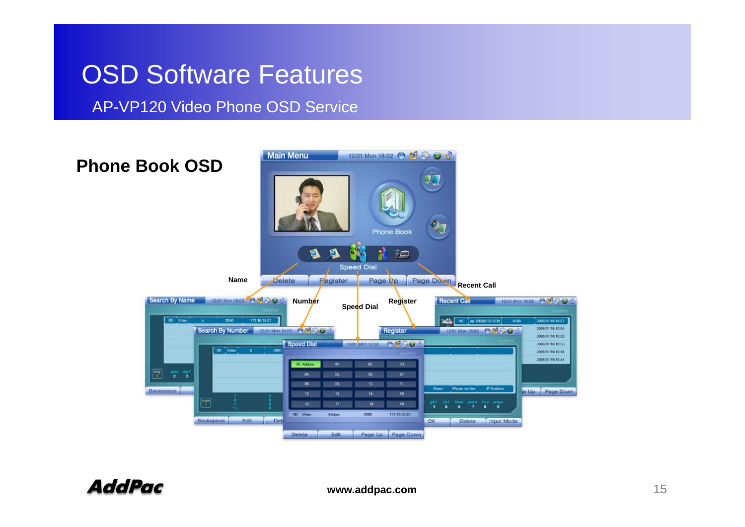# OSD Software Features

## AP-VP120 Video Phone OSD Service

### Phone Book OSD

Name

Number

Speed Dial

Register

Recent Call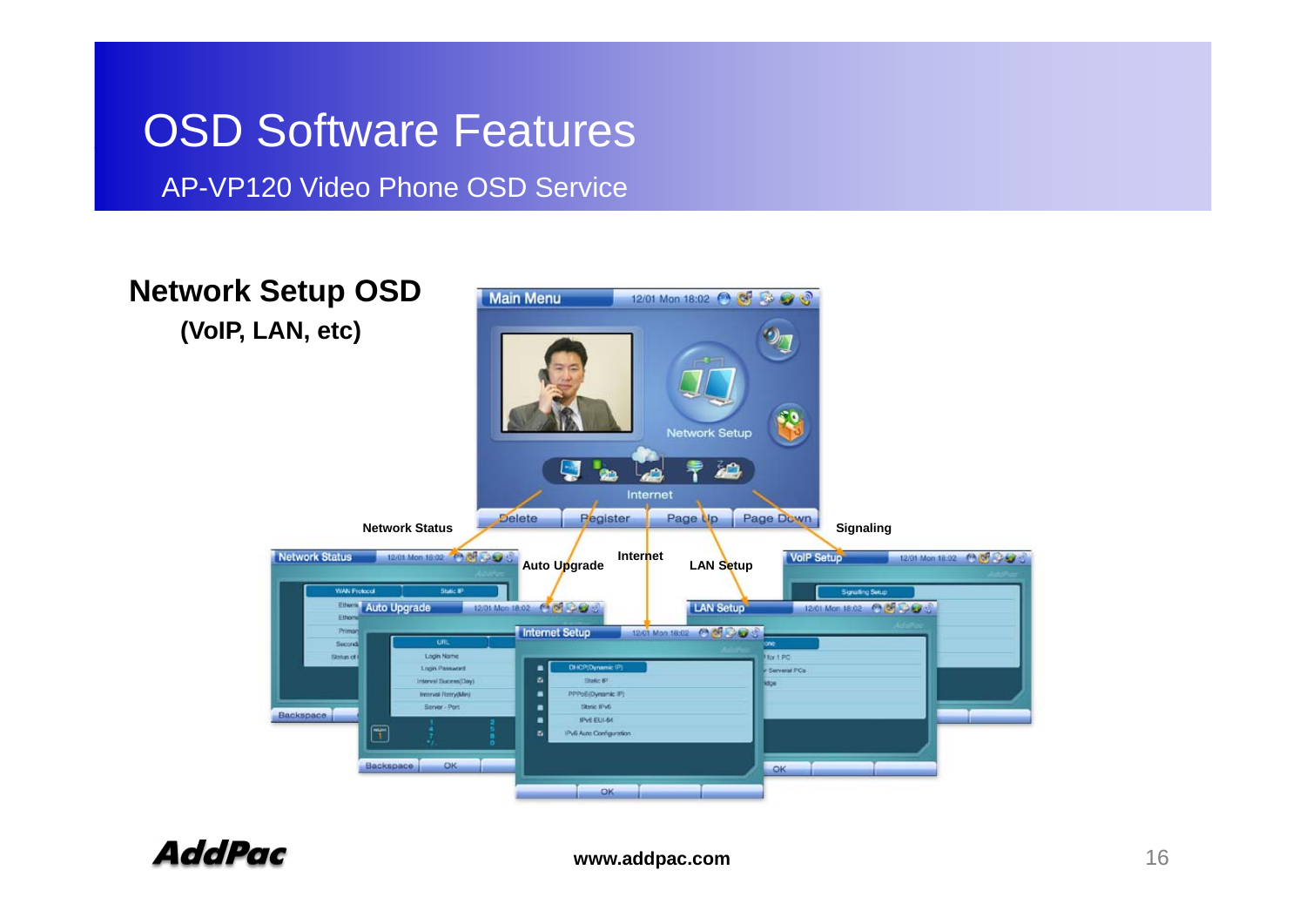# OSD Software Features

## AP-VP120 Video Phone OSD Service

**Network Setup OSD**

**(VoIP, LAN, etc)**

Network Status

Auto Upgrade

Internet

LAN Setup

Signaling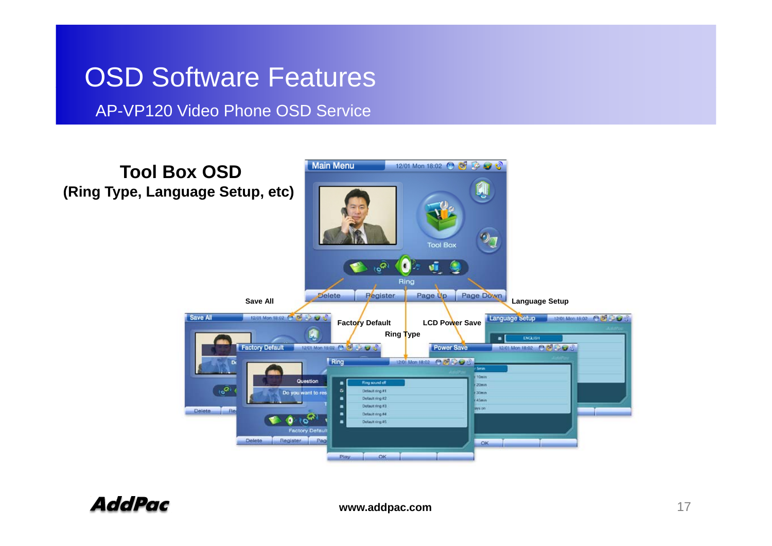# OSD Software Features

## AP-VP120 Video Phone OSD Service

**Tool Box OSD**
**(Ring Type, Language Setup, etc)**

Save All

Factory Default

Ring Type

LCD Power Save

Language Setup

www.addpac.com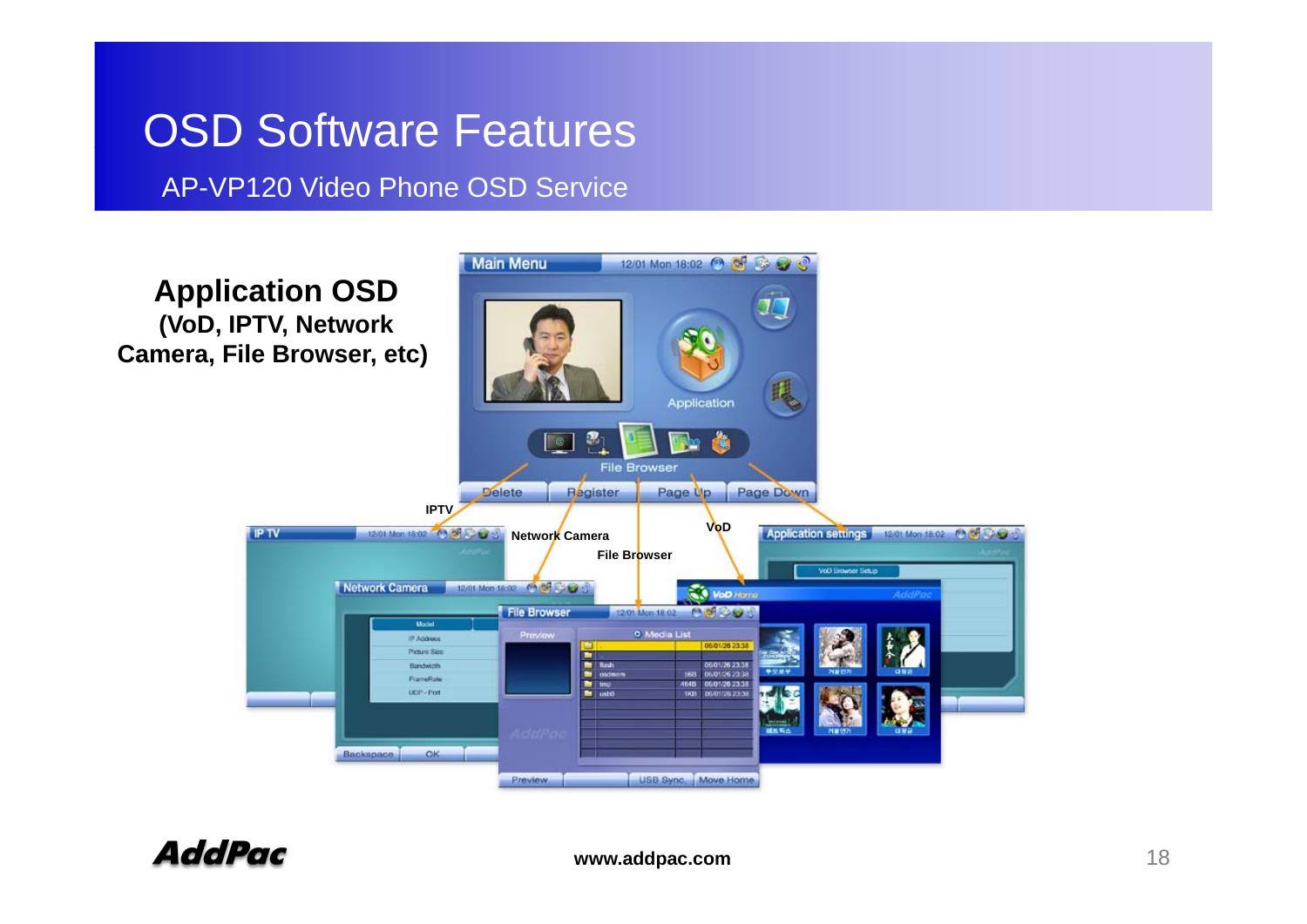# OSD Software Features

## AP-VP120 Video Phone OSD Service

**Application OSD**
**(VoD, IPTV, Network Camera, File Browser, etc)**

IPTV

Network Camera

File Browser

VoD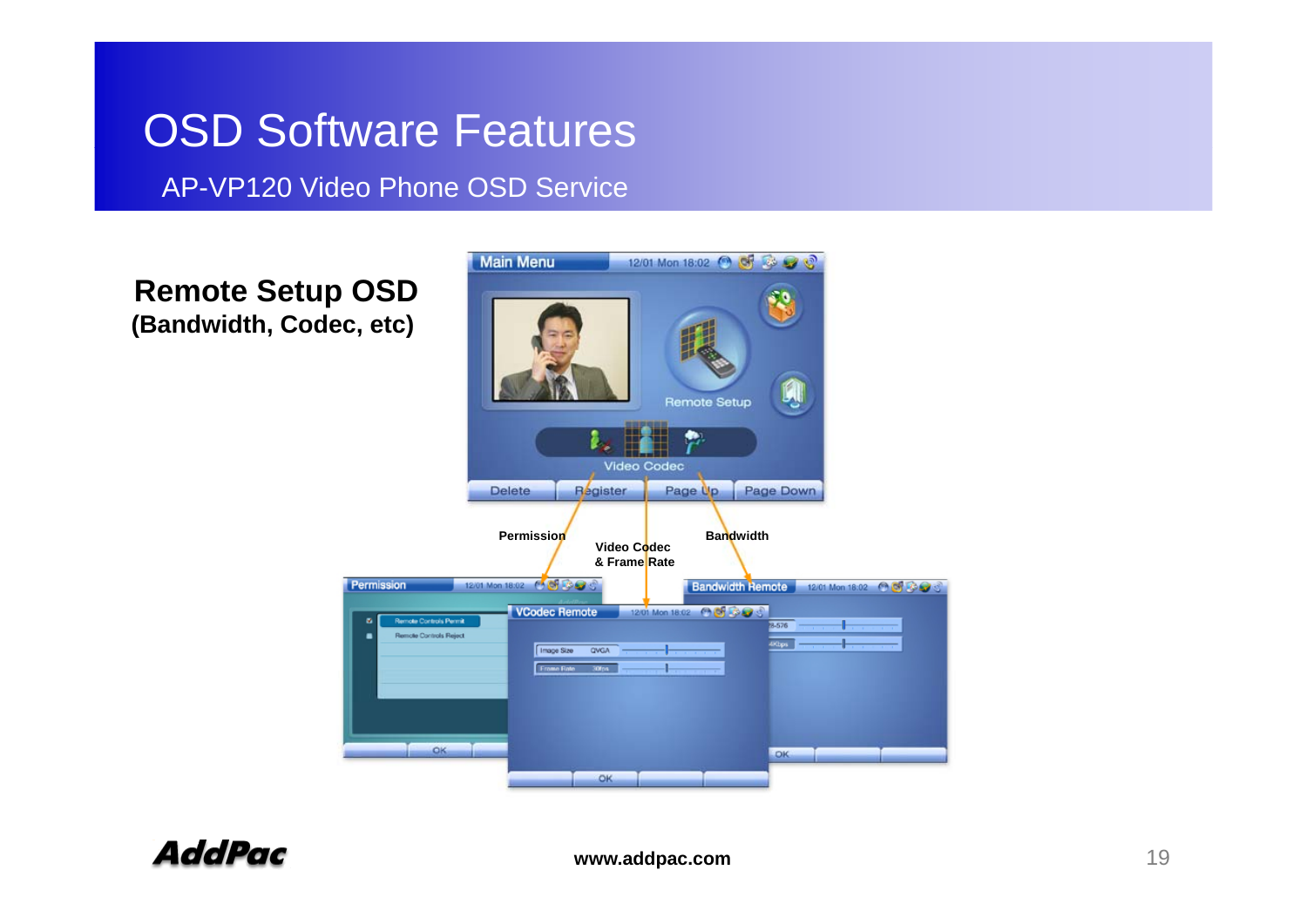# OSD Software Features

## AP-VP120 Video Phone OSD Service

**Remote Setup OSD**
**(Bandwidth, Codec, etc)**

**Permission**

**Video Codec & Frame Rate**

**Bandwidth**

**www.addpac.com**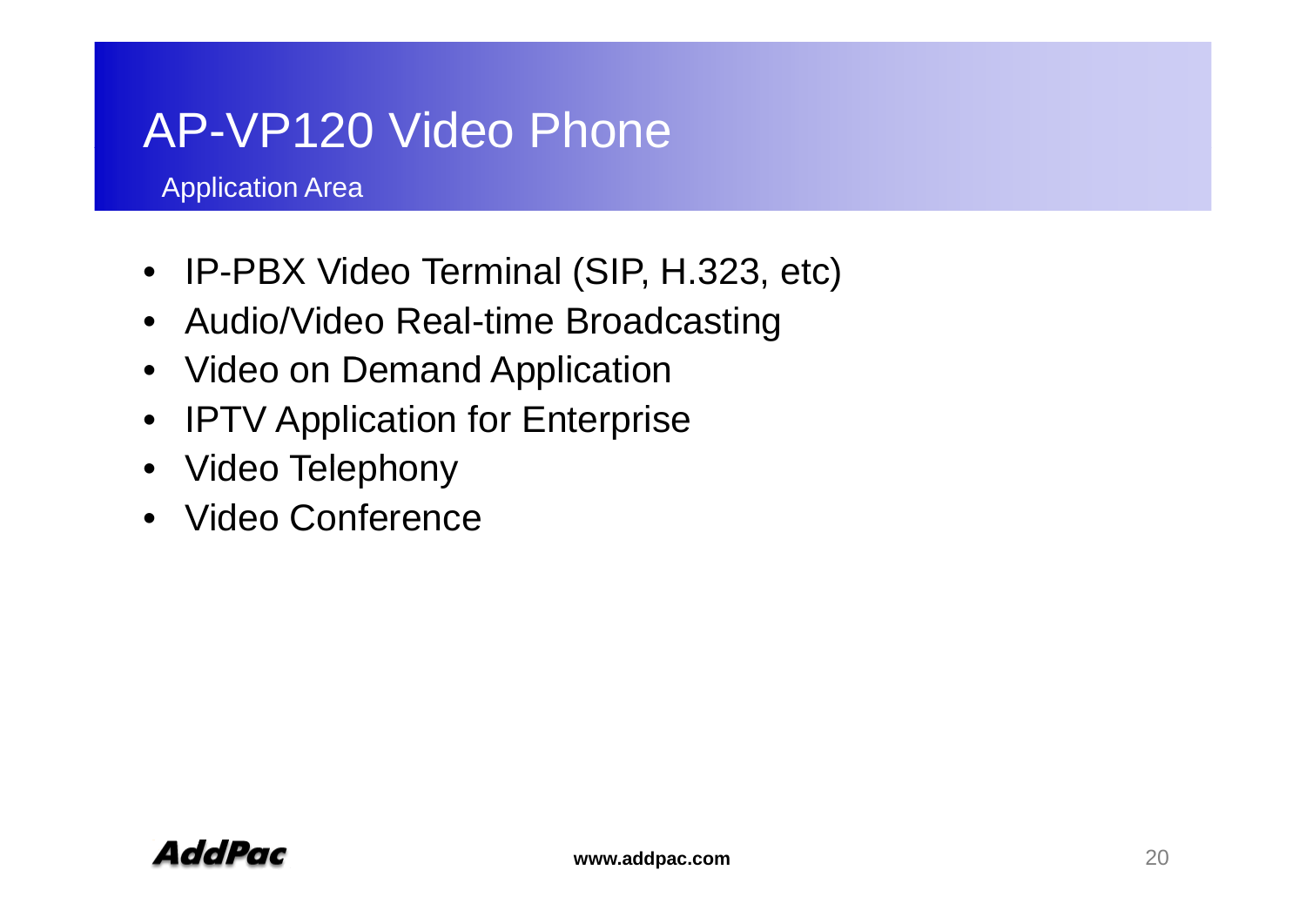# AP-VP120 Video Phone

## Application Area

- IP-PBX Video Terminal (SIP, H.323, etc)
- Audio/Video Real-time Broadcasting
- Video on Demand Application
- IPTV Application for Enterprise
- Video Telephony
- Video Conference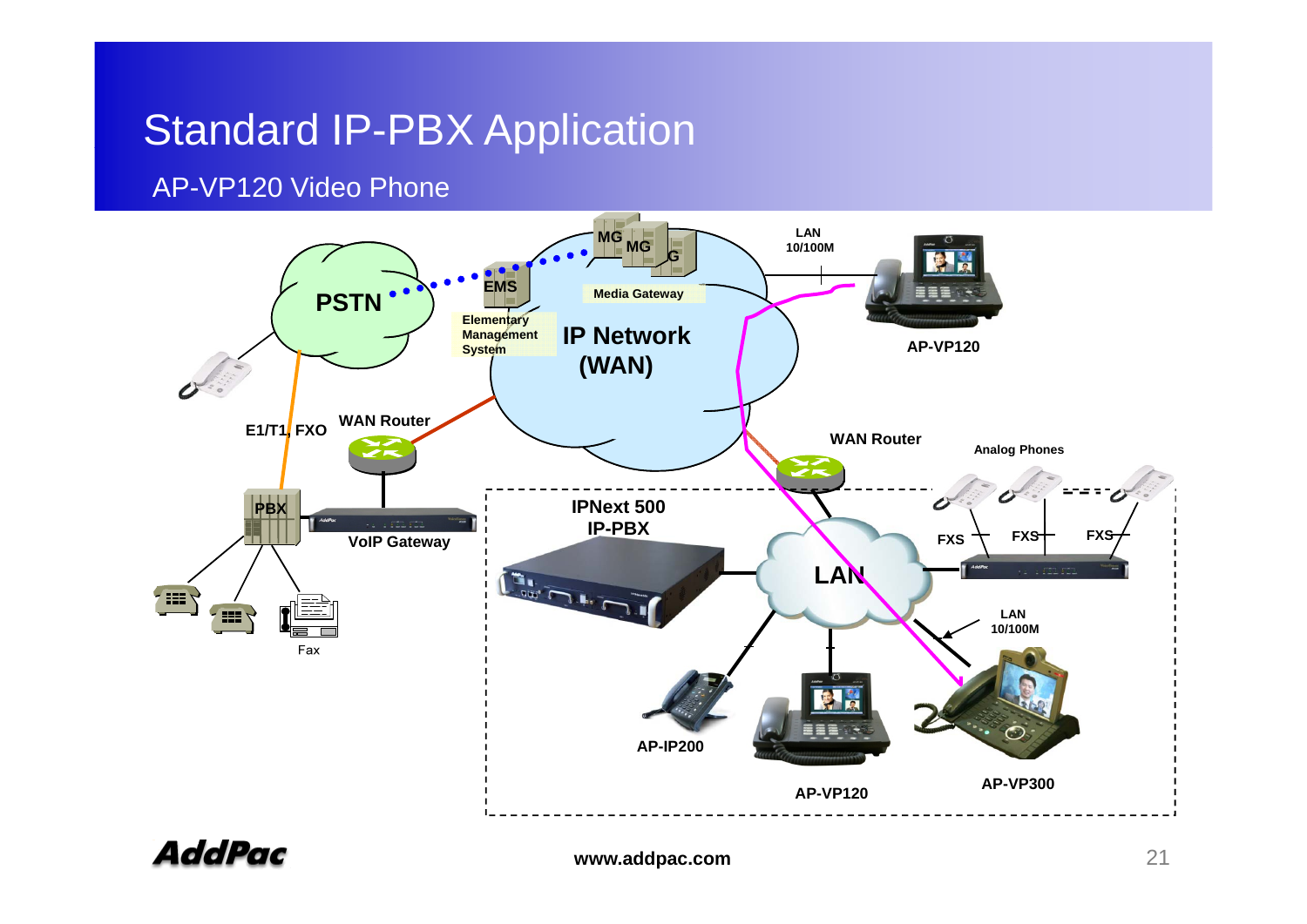# Standard IP-PBX Application

## AP-VP120 Video Phone

PSTN

EMS

Elementary Management System

MG MG G

Media Gateway

IP Network (WAN)

LAN 10/100M

AP-VP120

E1/T1, FXO

WAN Router

PBX

VoIP Gateway

Fax

WAN Router

Analog Phones

IPNext 500 IP-PBX

FXS FXS FXS

LAN

LAN 10/100M

AP-IP200

AP-VP120

AP-VP300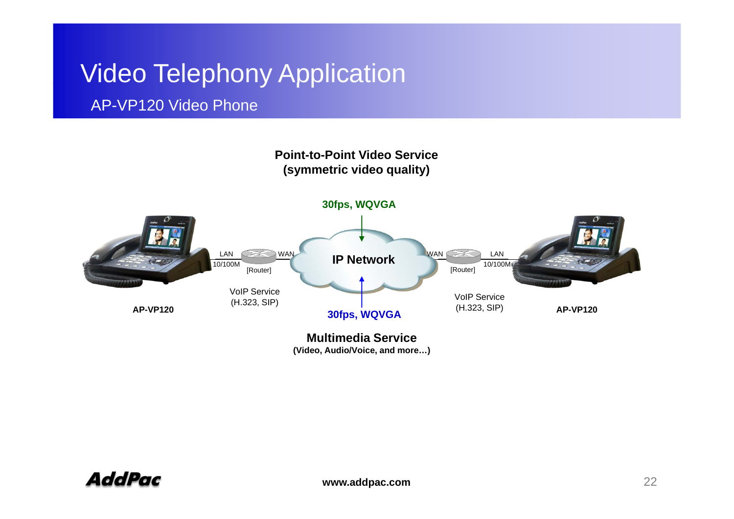# Video Telephony Application

## AP-VP120 Video Phone

**Point-to-Point Video Service**
**(symmetric video quality)**

**30fps, WQVGA**

AP-VP120 — LAN 10/100M — [Router] — WAN — **IP Network** — WAN — [Router] — LAN 10/100M — AP-VP120

VoIP Service (H.323, SIP)

VoIP Service (H.323, SIP)

**AP-VP120**

**AP-VP120**

**30fps, WQVGA**

**Multimedia Service**
**(Video, Audio/Voice, and more…)**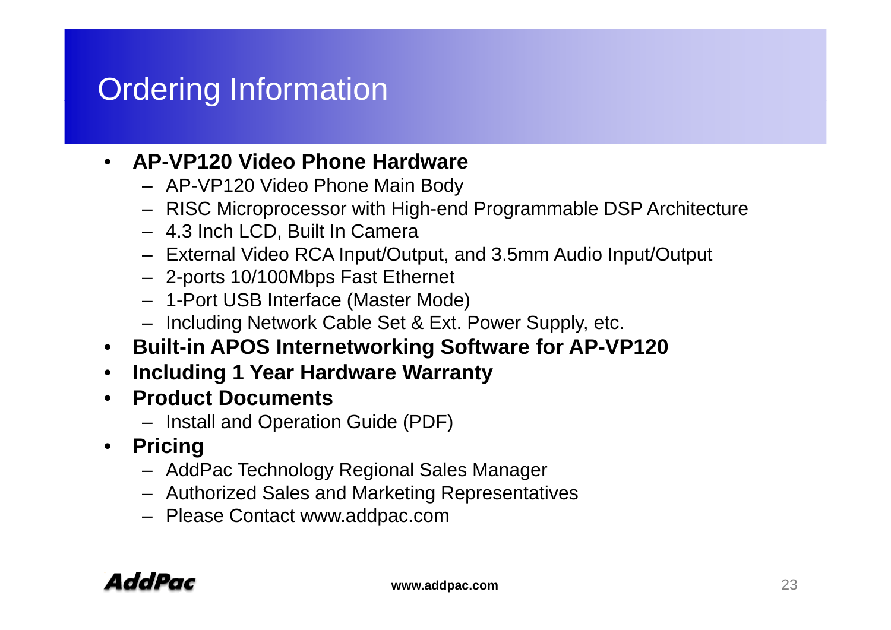# Ordering Information

- **AP-VP120 Video Phone Hardware**
  - AP-VP120 Video Phone Main Body
  - RISC Microprocessor with High-end Programmable DSP Architecture
  - 4.3 Inch LCD, Built In Camera
  - External Video RCA Input/Output, and 3.5mm Audio Input/Output
  - 2-ports 10/100Mbps Fast Ethernet
  - 1-Port USB Interface (Master Mode)
  - Including Network Cable Set & Ext. Power Supply, etc.
- **Built-in APOS Internetworking Software for AP-VP120**
- **Including 1 Year Hardware Warranty**
- **Product Documents**
  - Install and Operation Guide (PDF)
- **Pricing**
  - AddPac Technology Regional Sales Manager
  - Authorized Sales and Marketing Representatives
  - Please Contact www.addpac.com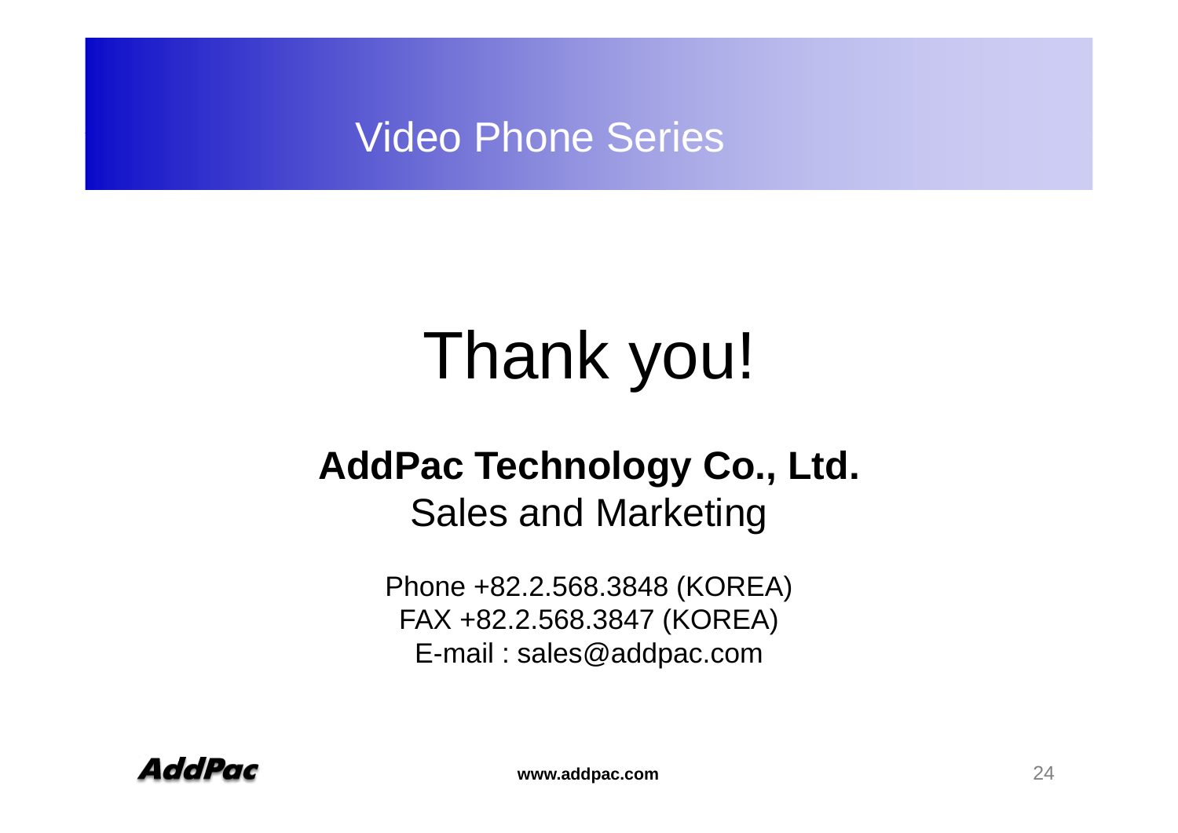## Video Phone Series

# Thank you!

**AddPac Technology Co., Ltd.**
Sales and Marketing

Phone +82.2.568.3848 (KOREA)
FAX +82.2.568.3847 (KOREA)
E-mail : sales@addpac.com